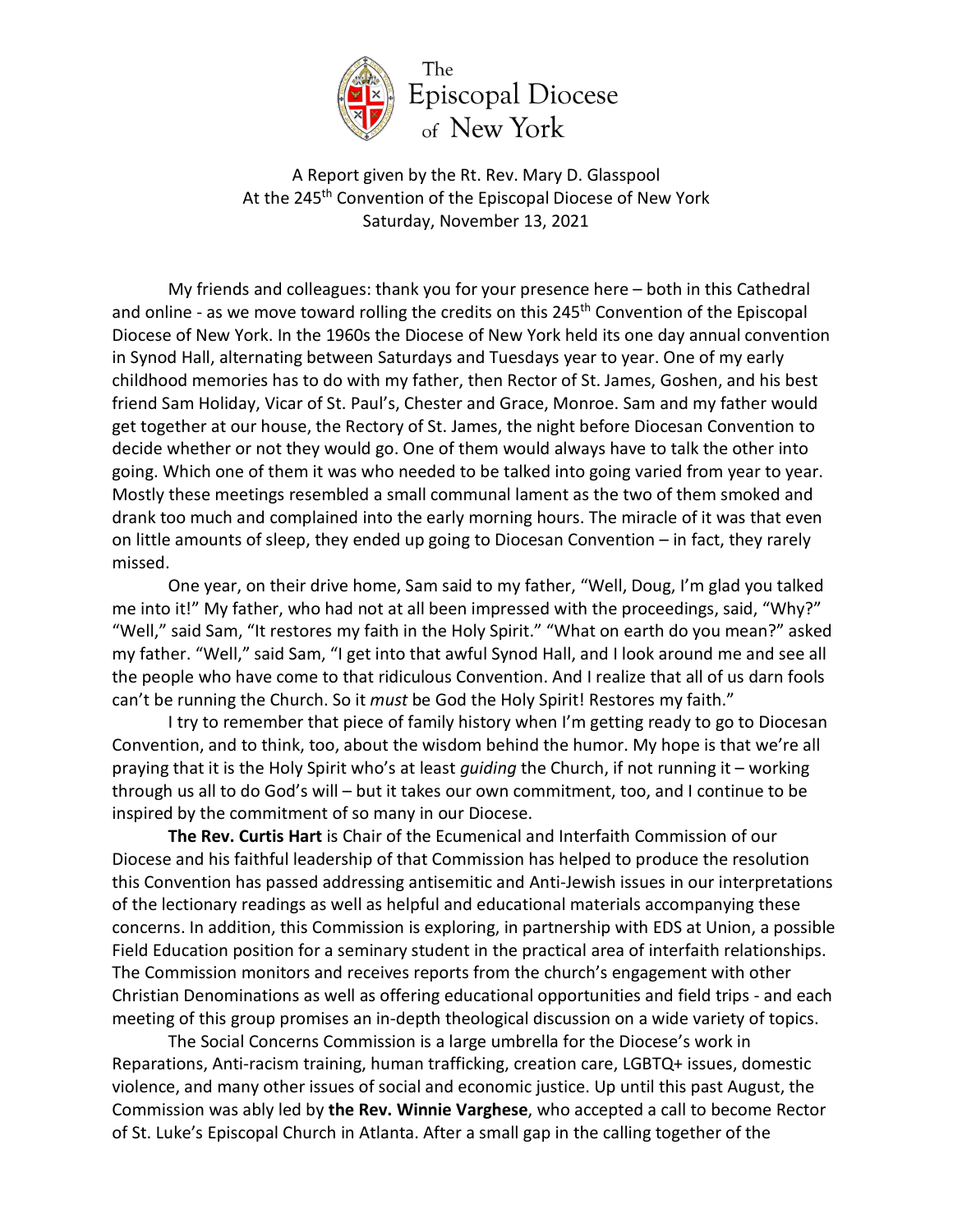The Episcopal Diocese of New York

A Report given by the Rt. Rev. Mary D. Glasspool
At the 245th Convention of the Episcopal Diocese of New York
Saturday, November 13, 2021

My friends and colleagues: thank you for your presence here – both in this Cathedral and online - as we move toward rolling the credits on this 245th Convention of the Episcopal Diocese of New York. In the 1960s the Diocese of New York held its one day annual convention in Synod Hall, alternating between Saturdays and Tuesdays year to year. One of my early childhood memories has to do with my father, then Rector of St. James, Goshen, and his best friend Sam Holiday, Vicar of St. Paul's, Chester and Grace, Monroe. Sam and my father would get together at our house, the Rectory of St. James, the night before Diocesan Convention to decide whether or not they would go. One of them would always have to talk the other into going. Which one of them it was who needed to be talked into going varied from year to year. Mostly these meetings resembled a small communal lament as the two of them smoked and drank too much and complained into the early morning hours. The miracle of it was that even on little amounts of sleep, they ended up going to Diocesan Convention – in fact, they rarely missed.

One year, on their drive home, Sam said to my father, "Well, Doug, I'm glad you talked me into it!" My father, who had not at all been impressed with the proceedings, said, "Why?" "Well," said Sam, "It restores my faith in the Holy Spirit." "What on earth do you mean?" asked my father. "Well," said Sam, "I get into that awful Synod Hall, and I look around me and see all the people who have come to that ridiculous Convention. And I realize that all of us darn fools can't be running the Church. So it *must* be God the Holy Spirit! Restores my faith."

I try to remember that piece of family history when I'm getting ready to go to Diocesan Convention, and to think, too, about the wisdom behind the humor. My hope is that we're all praying that it is the Holy Spirit who's at least *guiding* the Church, if not running it – working through us all to do God's will – but it takes our own commitment, too, and I continue to be inspired by the commitment of so many in our Diocese.

**The Rev. Curtis Hart** is Chair of the Ecumenical and Interfaith Commission of our Diocese and his faithful leadership of that Commission has helped to produce the resolution this Convention has passed addressing antisemitic and Anti-Jewish issues in our interpretations of the lectionary readings as well as helpful and educational materials accompanying these concerns. In addition, this Commission is exploring, in partnership with EDS at Union, a possible Field Education position for a seminary student in the practical area of interfaith relationships. The Commission monitors and receives reports from the church's engagement with other Christian Denominations as well as offering educational opportunities and field trips - and each meeting of this group promises an in-depth theological discussion on a wide variety of topics.

The Social Concerns Commission is a large umbrella for the Diocese's work in Reparations, Anti-racism training, human trafficking, creation care, LGBTQ+ issues, domestic violence, and many other issues of social and economic justice. Up until this past August, the Commission was ably led by **the Rev. Winnie Varghese**, who accepted a call to become Rector of St. Luke's Episcopal Church in Atlanta. After a small gap in the calling together of the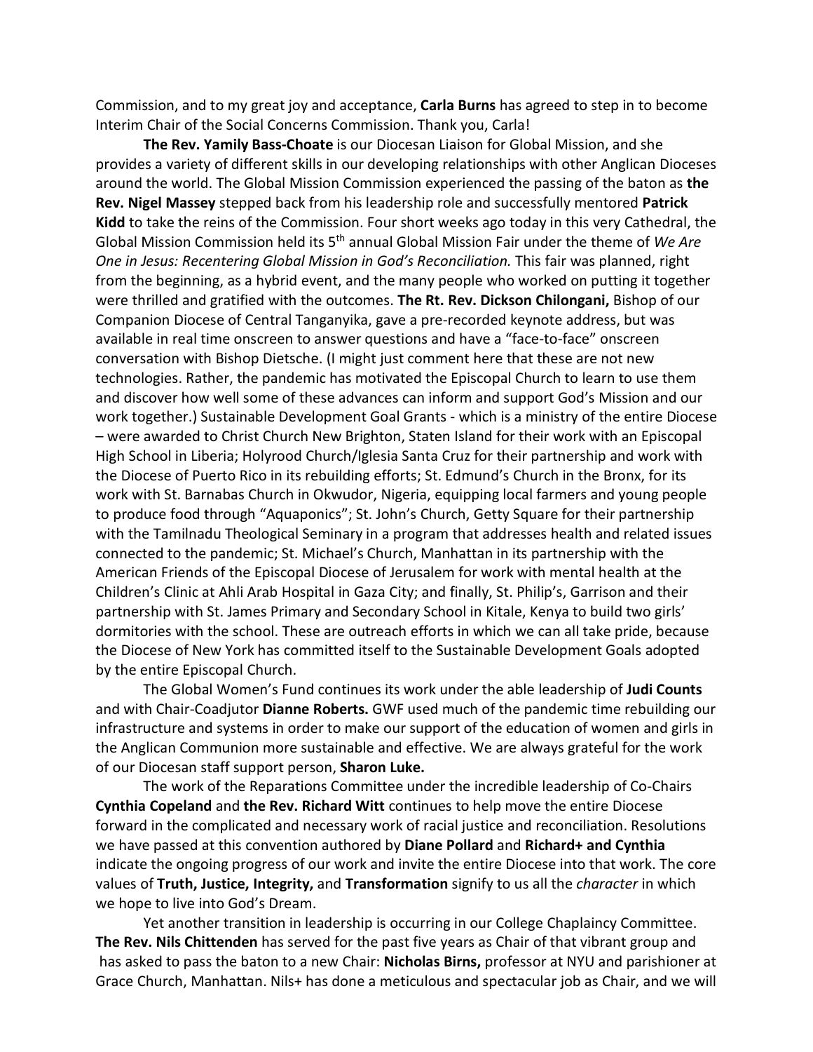Commission, and to my great joy and acceptance, **Carla Burns** has agreed to step in to become Interim Chair of the Social Concerns Commission. Thank you, Carla!

**The Rev. Yamily Bass-Choate** is our Diocesan Liaison for Global Mission, and she provides a variety of different skills in our developing relationships with other Anglican Dioceses around the world. The Global Mission Commission experienced the passing of the baton as **the Rev. Nigel Massey** stepped back from his leadership role and successfully mentored **Patrick Kidd** to take the reins of the Commission. Four short weeks ago today in this very Cathedral, the Global Mission Commission held its 5th annual Global Mission Fair under the theme of *We Are One in Jesus: Recentering Global Mission in God's Reconciliation.* This fair was planned, right from the beginning, as a hybrid event, and the many people who worked on putting it together were thrilled and gratified with the outcomes. **The Rt. Rev. Dickson Chilongani,** Bishop of our Companion Diocese of Central Tanganyika, gave a pre-recorded keynote address, but was available in real time onscreen to answer questions and have a "face-to-face" onscreen conversation with Bishop Dietsche. (I might just comment here that these are not new technologies. Rather, the pandemic has motivated the Episcopal Church to learn to use them and discover how well some of these advances can inform and support God's Mission and our work together.) Sustainable Development Goal Grants - which is a ministry of the entire Diocese – were awarded to Christ Church New Brighton, Staten Island for their work with an Episcopal High School in Liberia; Holyrood Church/Iglesia Santa Cruz for their partnership and work with the Diocese of Puerto Rico in its rebuilding efforts; St. Edmund's Church in the Bronx, for its work with St. Barnabas Church in Okwudor, Nigeria, equipping local farmers and young people to produce food through "Aquaponics"; St. John's Church, Getty Square for their partnership with the Tamilnadu Theological Seminary in a program that addresses health and related issues connected to the pandemic; St. Michael's Church, Manhattan in its partnership with the American Friends of the Episcopal Diocese of Jerusalem for work with mental health at the Children's Clinic at Ahli Arab Hospital in Gaza City; and finally, St. Philip's, Garrison and their partnership with St. James Primary and Secondary School in Kitale, Kenya to build two girls' dormitories with the school. These are outreach efforts in which we can all take pride, because the Diocese of New York has committed itself to the Sustainable Development Goals adopted by the entire Episcopal Church.

The Global Women's Fund continues its work under the able leadership of **Judi Counts** and with Chair-Coadjutor **Dianne Roberts.** GWF used much of the pandemic time rebuilding our infrastructure and systems in order to make our support of the education of women and girls in the Anglican Communion more sustainable and effective. We are always grateful for the work of our Diocesan staff support person, **Sharon Luke.**

The work of the Reparations Committee under the incredible leadership of Co-Chairs **Cynthia Copeland** and **the Rev. Richard Witt** continues to help move the entire Diocese forward in the complicated and necessary work of racial justice and reconciliation. Resolutions we have passed at this convention authored by **Diane Pollard** and **Richard+ and Cynthia** indicate the ongoing progress of our work and invite the entire Diocese into that work. The core values of **Truth, Justice, Integrity,** and **Transformation** signify to us all the *character* in which we hope to live into God's Dream.

Yet another transition in leadership is occurring in our College Chaplaincy Committee. **The Rev. Nils Chittenden** has served for the past five years as Chair of that vibrant group and has asked to pass the baton to a new Chair: **Nicholas Birns,** professor at NYU and parishioner at Grace Church, Manhattan. Nils+ has done a meticulous and spectacular job as Chair, and we will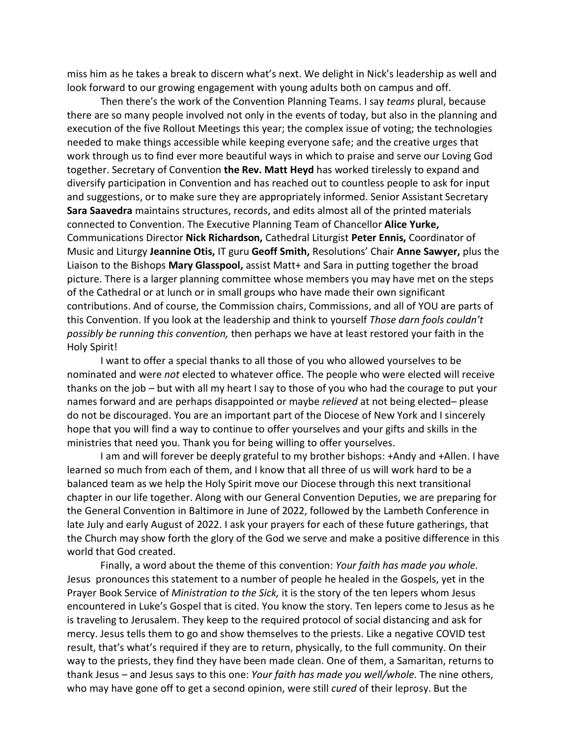miss him as he takes a break to discern what's next. We delight in Nick's leadership as well and look forward to our growing engagement with young adults both on campus and off.

Then there's the work of the Convention Planning Teams. I say *teams* plural, because there are so many people involved not only in the events of today, but also in the planning and execution of the five Rollout Meetings this year; the complex issue of voting; the technologies needed to make things accessible while keeping everyone safe; and the creative urges that work through us to find ever more beautiful ways in which to praise and serve our Loving God together. Secretary of Convention **the Rev. Matt Heyd** has worked tirelessly to expand and diversify participation in Convention and has reached out to countless people to ask for input and suggestions, or to make sure they are appropriately informed. Senior Assistant Secretary **Sara Saavedra** maintains structures, records, and edits almost all of the printed materials connected to Convention. The Executive Planning Team of Chancellor **Alice Yurke,** Communications Director **Nick Richardson,** Cathedral Liturgist **Peter Ennis,** Coordinator of Music and Liturgy **Jeannine Otis,** IT guru **Geoff Smith,** Resolutions' Chair **Anne Sawyer,** plus the Liaison to the Bishops **Mary Glasspool,** assist Matt+ and Sara in putting together the broad picture. There is a larger planning committee whose members you may have met on the steps of the Cathedral or at lunch or in small groups who have made their own significant contributions. And of course, the Commission chairs, Commissions, and all of YOU are parts of this Convention. If you look at the leadership and think to yourself *Those darn fools couldn't possibly be running this convention,* then perhaps we have at least restored your faith in the Holy Spirit!

I want to offer a special thanks to all those of you who allowed yourselves to be nominated and were *not* elected to whatever office. The people who were elected will receive thanks on the job – but with all my heart I say to those of you who had the courage to put your names forward and are perhaps disappointed or maybe *relieved* at not being elected– please do not be discouraged. You are an important part of the Diocese of New York and I sincerely hope that you will find a way to continue to offer yourselves and your gifts and skills in the ministries that need you. Thank you for being willing to offer yourselves.

I am and will forever be deeply grateful to my brother bishops: +Andy and +Allen. I have learned so much from each of them, and I know that all three of us will work hard to be a balanced team as we help the Holy Spirit move our Diocese through this next transitional chapter in our life together. Along with our General Convention Deputies, we are preparing for the General Convention in Baltimore in June of 2022, followed by the Lambeth Conference in late July and early August of 2022. I ask your prayers for each of these future gatherings, that the Church may show forth the glory of the God we serve and make a positive difference in this world that God created.

Finally, a word about the theme of this convention: *Your faith has made you whole.* Jesus pronounces this statement to a number of people he healed in the Gospels, yet in the Prayer Book Service of *Ministration to the Sick,* it is the story of the ten lepers whom Jesus encountered in Luke's Gospel that is cited. You know the story. Ten lepers come to Jesus as he is traveling to Jerusalem. They keep to the required protocol of social distancing and ask for mercy. Jesus tells them to go and show themselves to the priests. Like a negative COVID test result, that's what's required if they are to return, physically, to the full community. On their way to the priests, they find they have been made clean. One of them, a Samaritan, returns to thank Jesus – and Jesus says to this one: *Your faith has made you well/whole.* The nine others, who may have gone off to get a second opinion, were still *cured* of their leprosy. But the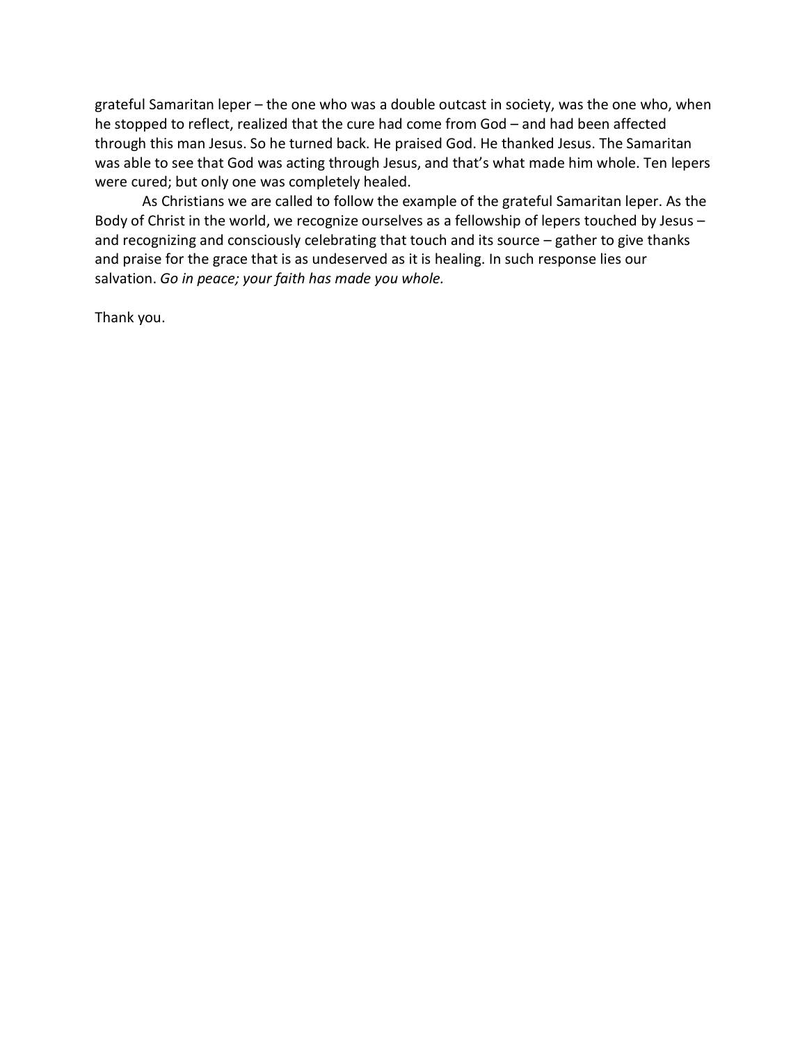grateful Samaritan leper – the one who was a double outcast in society, was the one who, when he stopped to reflect, realized that the cure had come from God – and had been affected through this man Jesus. So he turned back. He praised God. He thanked Jesus. The Samaritan was able to see that God was acting through Jesus, and that's what made him whole. Ten lepers were cured; but only one was completely healed.

As Christians we are called to follow the example of the grateful Samaritan leper. As the Body of Christ in the world, we recognize ourselves as a fellowship of lepers touched by Jesus – and recognizing and consciously celebrating that touch and its source – gather to give thanks and praise for the grace that is as undeserved as it is healing. In such response lies our salvation. *Go in peace; your faith has made you whole.*

Thank you.